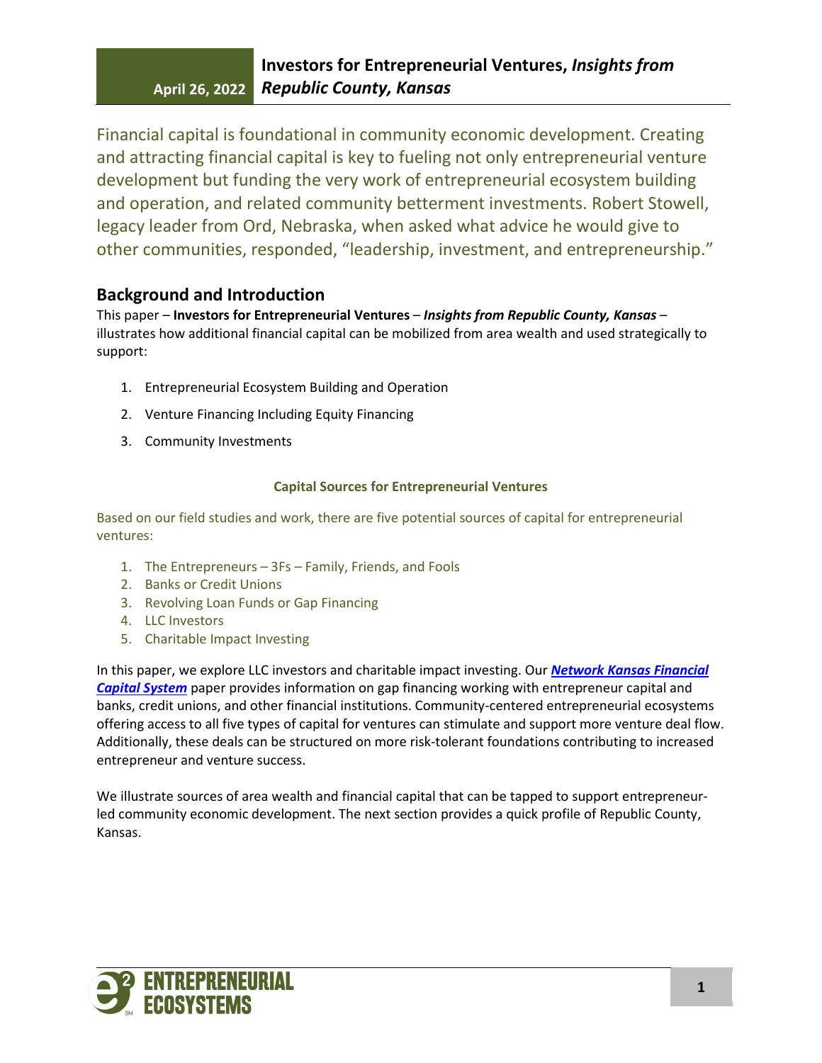April 26, 2022

# Investors for Entrepreneurial Ventures, *Insights from Republic County, Kansas*

Financial capital is foundational in community economic development. Creating and attracting financial capital is key to fueling not only entrepreneurial venture development but funding the very work of entrepreneurial ecosystem building and operation, and related community betterment investments. Robert Stowell, legacy leader from Ord, Nebraska, when asked what advice he would give to other communities, responded, "leadership, investment, and entrepreneurship."

## Background and Introduction

This paper – **Investors for Entrepreneurial Ventures** – ***Insights from Republic County, Kansas*** – illustrates how additional financial capital can be mobilized from area wealth and used strategically to support:

1. Entrepreneurial Ecosystem Building and Operation
2. Venture Financing Including Equity Financing
3. Community Investments

### Capital Sources for Entrepreneurial Ventures

Based on our field studies and work, there are five potential sources of capital for entrepreneurial ventures:

1. The Entrepreneurs – 3Fs – Family, Friends, and Fools
2. Banks or Credit Unions
3. Revolving Loan Funds or Gap Financing
4. LLC Investors
5. Charitable Impact Investing

In this paper, we explore LLC investors and charitable impact investing. Our ***Network Kansas Financial Capital System*** paper provides information on gap financing working with entrepreneur capital and banks, credit unions, and other financial institutions. Community-centered entrepreneurial ecosystems offering access to all five types of capital for ventures can stimulate and support more venture deal flow. Additionally, these deals can be structured on more risk-tolerant foundations contributing to increased entrepreneur and venture success.

We illustrate sources of area wealth and financial capital that can be tapped to support entrepreneur-led community economic development. The next section provides a quick profile of Republic County, Kansas.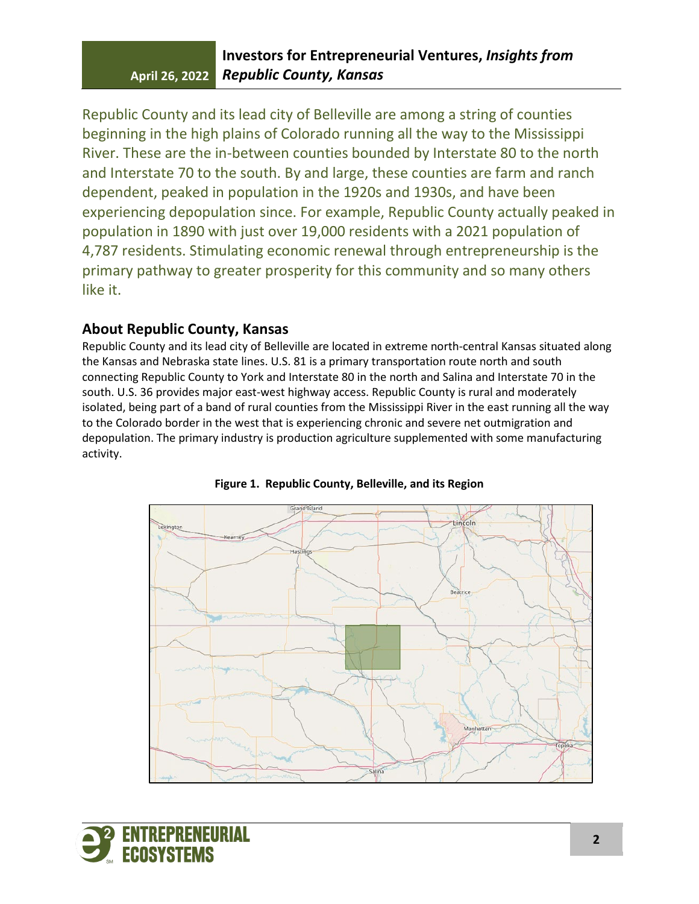Republic County and its lead city of Belleville are among a string of counties beginning in the high plains of Colorado running all the way to the Mississippi River. These are the in-between counties bounded by Interstate 80 to the north and Interstate 70 to the south. By and large, these counties are farm and ranch dependent, peaked in population in the 1920s and 1930s, and have been experiencing depopulation since. For example, Republic County actually peaked in population in 1890 with just over 19,000 residents with a 2021 population of 4,787 residents. Stimulating economic renewal through entrepreneurship is the primary pathway to greater prosperity for this community and so many others like it.

## About Republic County, Kansas

Republic County and its lead city of Belleville are located in extreme north-central Kansas situated along the Kansas and Nebraska state lines. U.S. 81 is a primary transportation route north and south connecting Republic County to York and Interstate 80 in the north and Salina and Interstate 70 in the south. U.S. 36 provides major east-west highway access. Republic County is rural and moderately isolated, being part of a band of rural counties from the Mississippi River in the east running all the way to the Colorado border in the west that is experiencing chronic and severe net outmigration and depopulation. The primary industry is production agriculture supplemented with some manufacturing activity.

**Figure 1. Republic County, Belleville, and its Region**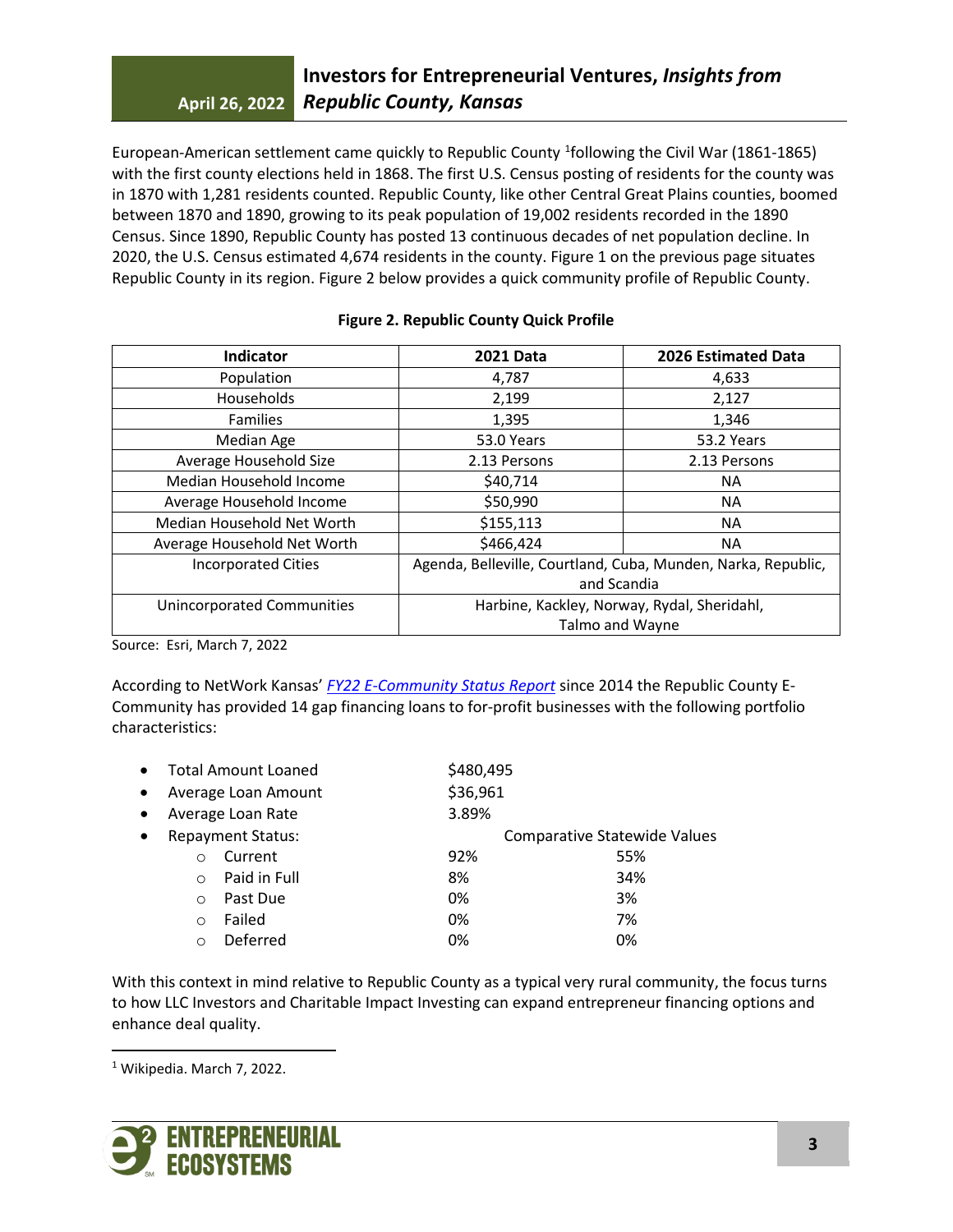European-American settlement came quickly to Republic County [1]following the Civil War (1861-1865) with the first county elections held in 1868. The first U.S. Census posting of residents for the county was in 1870 with 1,281 residents counted. Republic County, like other Central Great Plains counties, boomed between 1870 and 1890, growing to its peak population of 19,002 residents recorded in the 1890 Census. Since 1890, Republic County has posted 13 continuous decades of net population decline. In 2020, the U.S. Census estimated 4,674 residents in the county. Figure 1 on the previous page situates Republic County in its region. Figure 2 below provides a quick community profile of Republic County.

**Figure 2. Republic County Quick Profile**

| Indicator | 2021 Data | 2026 Estimated Data |
|---|---|---|
| Population | 4,787 | 4,633 |
| Households | 2,199 | 2,127 |
| Families | 1,395 | 1,346 |
| Median Age | 53.0 Years | 53.2 Years |
| Average Household Size | 2.13 Persons | 2.13 Persons |
| Median Household Income | $40,714 | NA |
| Average Household Income | $50,990 | NA |
| Median Household Net Worth | $155,113 | NA |
| Average Household Net Worth | $466,424 | NA |
| Incorporated Cities | Agenda, Belleville, Courtland, Cuba, Munden, Narka, Republic, and Scandia | |
| Unincorporated Communities | Harbine, Kackley, Norway, Rydal, Sheridahl, Talmo and Wayne | |

Source: Esri, March 7, 2022

According to NetWork Kansas' *FY22 E-Community Status Report* since 2014 the Republic County E-Community has provided 14 gap financing loans to for-profit businesses with the following portfolio characteristics:

- Total Amount Loaned — $480,495
- Average Loan Amount — $36,961
- Average Loan Rate — 3.89%
- Repayment Status:

| Status | Republic County | Comparative Statewide Values |
|---|---|---|
| Current | 92% | 55% |
| Paid in Full | 8% | 34% |
| Past Due | 0% | 3% |
| Failed | 0% | 7% |
| Deferred | 0% | 0% |

With this context in mind relative to Republic County as a typical very rural community, the focus turns to how LLC Investors and Charitable Impact Investing can expand entrepreneur financing options and enhance deal quality.

[1] Wikipedia. March 7, 2022.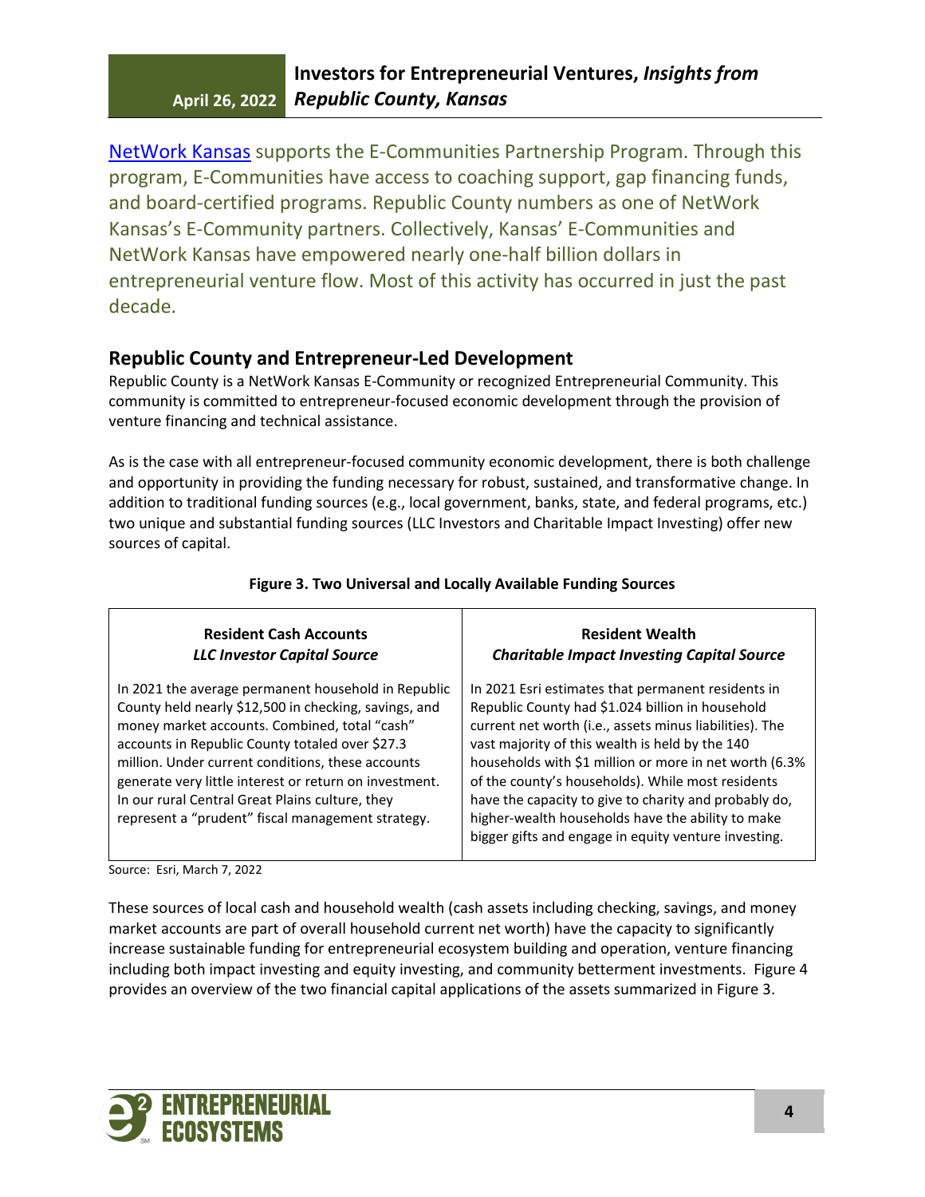[NetWork Kansas] supports the E-Communities Partnership Program. Through this program, E-Communities have access to coaching support, gap financing funds, and board-certified programs. Republic County numbers as one of NetWork Kansas's E-Community partners. Collectively, Kansas' E-Communities and NetWork Kansas have empowered nearly one-half billion dollars in entrepreneurial venture flow. Most of this activity has occurred in just the past decade.

## Republic County and Entrepreneur-Led Development

Republic County is a NetWork Kansas E-Community or recognized Entrepreneurial Community. This community is committed to entrepreneur-focused economic development through the provision of venture financing and technical assistance.

As is the case with all entrepreneur-focused community economic development, there is both challenge and opportunity in providing the funding necessary for robust, sustained, and transformative change. In addition to traditional funding sources (e.g., local government, banks, state, and federal programs, etc.) two unique and substantial funding sources (LLC Investors and Charitable Impact Investing) offer new sources of capital.

**Figure 3. Two Universal and Locally Available Funding Sources**

| **Resident Cash Accounts** *LLC Investor Capital Source* | **Resident Wealth** *Charitable Impact Investing Capital Source* |
|---|---|
| In 2021 the average permanent household in Republic County held nearly $12,500 in checking, savings, and money market accounts. Combined, total "cash" accounts in Republic County totaled over $27.3 million. Under current conditions, these accounts generate very little interest or return on investment. In our rural Central Great Plains culture, they represent a "prudent" fiscal management strategy. | In 2021 Esri estimates that permanent residents in Republic County had $1.024 billion in household current net worth (i.e., assets minus liabilities). The vast majority of this wealth is held by the 140 households with $1 million or more in net worth (6.3% of the county's households). While most residents have the capacity to give to charity and probably do, higher-wealth households have the ability to make bigger gifts and engage in equity venture investing. |

Source: Esri, March 7, 2022

These sources of local cash and household wealth (cash assets including checking, savings, and money market accounts are part of overall household current net worth) have the capacity to significantly increase sustainable funding for entrepreneurial ecosystem building and operation, venture financing including both impact investing and equity investing, and community betterment investments. Figure 4 provides an overview of the two financial capital applications of the assets summarized in Figure 3.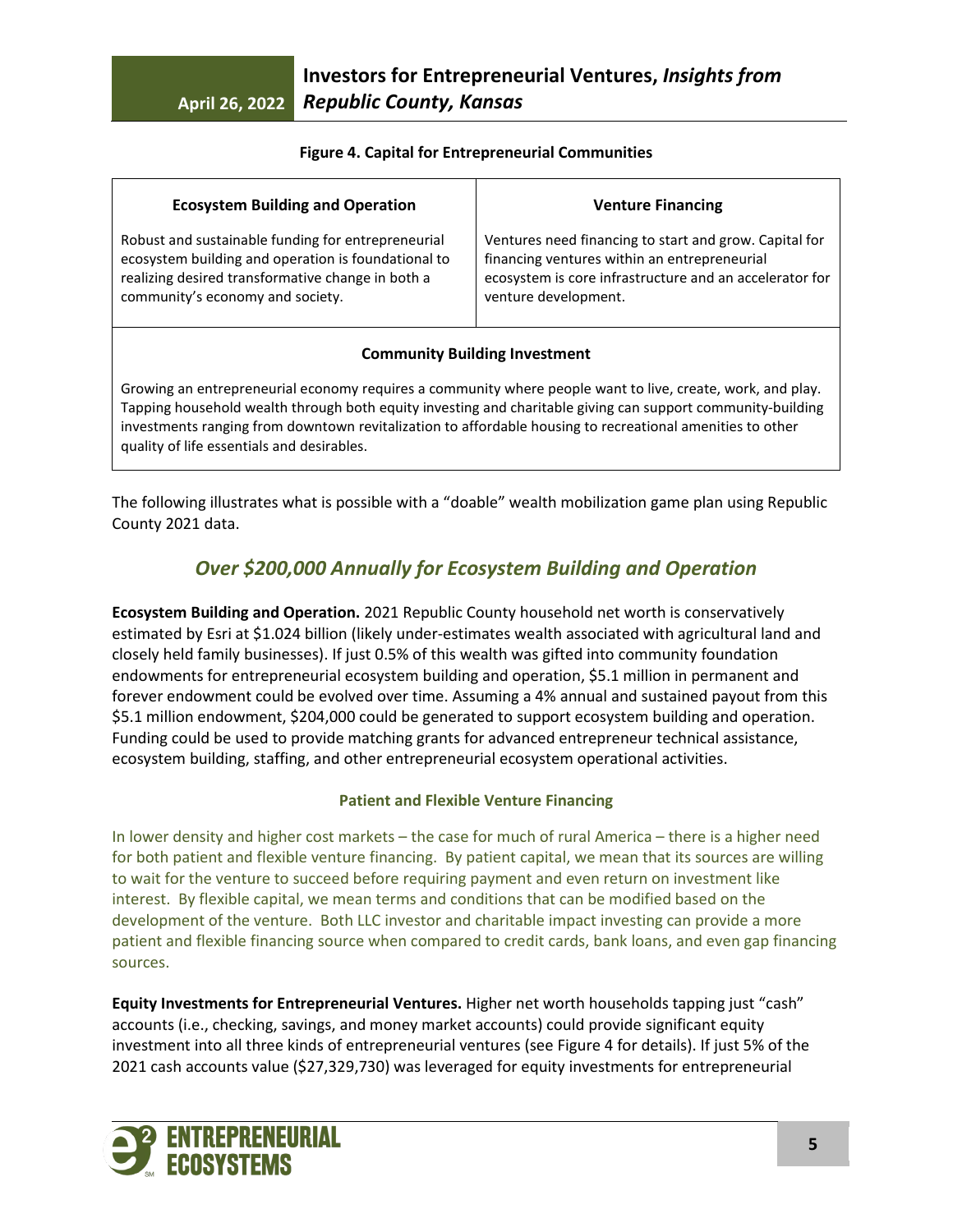**Figure 4. Capital for Entrepreneurial Communities**

| Ecosystem Building and Operation | Venture Financing |
| --- | --- |
| Robust and sustainable funding for entrepreneurial ecosystem building and operation is foundational to realizing desired transformative change in both a community's economy and society. | Ventures need financing to start and grow. Capital for financing ventures within an entrepreneurial ecosystem is core infrastructure and an accelerator for venture development. |

**Community Building Investment**

Growing an entrepreneurial economy requires a community where people want to live, create, work, and play. Tapping household wealth through both equity investing and charitable giving can support community-building investments ranging from downtown revitalization to affordable housing to recreational amenities to other quality of life essentials and desirables.

The following illustrates what is possible with a "doable" wealth mobilization game plan using Republic County 2021 data.

## *Over $200,000 Annually for Ecosystem Building and Operation*

**Ecosystem Building and Operation.** 2021 Republic County household net worth is conservatively estimated by Esri at $1.024 billion (likely under-estimates wealth associated with agricultural land and closely held family businesses). If just 0.5% of this wealth was gifted into community foundation endowments for entrepreneurial ecosystem building and operation, $5.1 million in permanent and forever endowment could be evolved over time. Assuming a 4% annual and sustained payout from this $5.1 million endowment, $204,000 could be generated to support ecosystem building and operation. Funding could be used to provide matching grants for advanced entrepreneur technical assistance, ecosystem building, staffing, and other entrepreneurial ecosystem operational activities.

### Patient and Flexible Venture Financing

In lower density and higher cost markets – the case for much of rural America – there is a higher need for both patient and flexible venture financing. By patient capital, we mean that its sources are willing to wait for the venture to succeed before requiring payment and even return on investment like interest. By flexible capital, we mean terms and conditions that can be modified based on the development of the venture. Both LLC investor and charitable impact investing can provide a more patient and flexible financing source when compared to credit cards, bank loans, and even gap financing sources.

**Equity Investments for Entrepreneurial Ventures.** Higher net worth households tapping just "cash" accounts (i.e., checking, savings, and money market accounts) could provide significant equity investment into all three kinds of entrepreneurial ventures (see Figure 4 for details). If just 5% of the 2021 cash accounts value ($27,329,730) was leveraged for equity investments for entrepreneurial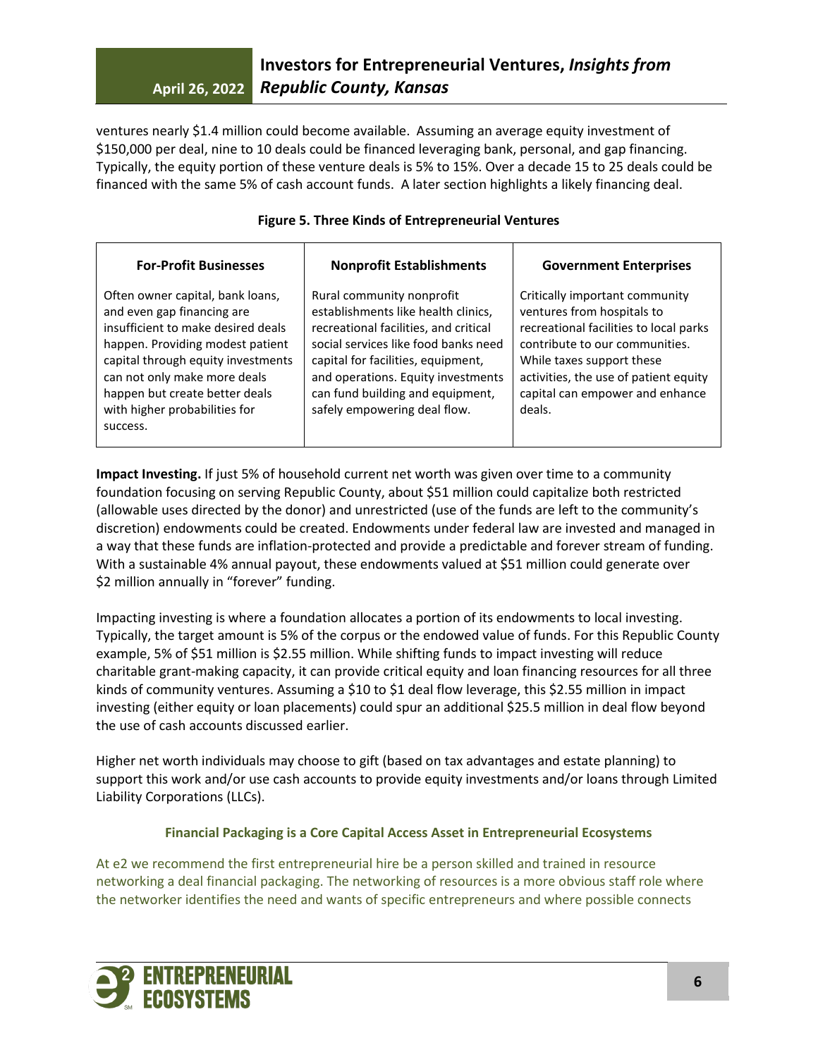ventures nearly $1.4 million could become available. Assuming an average equity investment of $150,000 per deal, nine to 10 deals could be financed leveraging bank, personal, and gap financing. Typically, the equity portion of these venture deals is 5% to 15%. Over a decade 15 to 25 deals could be financed with the same 5% of cash account funds. A later section highlights a likely financing deal.

**Figure 5. Three Kinds of Entrepreneurial Ventures**

| For-Profit Businesses | Nonprofit Establishments | Government Enterprises |
| --- | --- | --- |
| Often owner capital, bank loans, and even gap financing are insufficient to make desired deals happen. Providing modest patient capital through equity investments can not only make more deals happen but create better deals with higher probabilities for success. | Rural community nonprofit establishments like health clinics, recreational facilities, and critical social services like food banks need capital for facilities, equipment, and operations. Equity investments can fund building and equipment, safely empowering deal flow. | Critically important community ventures from hospitals to recreational facilities to local parks contribute to our communities. While taxes support these activities, the use of patient equity capital can empower and enhance deals. |

**Impact Investing.** If just 5% of household current net worth was given over time to a community foundation focusing on serving Republic County, about $51 million could capitalize both restricted (allowable uses directed by the donor) and unrestricted (use of the funds are left to the community's discretion) endowments could be created. Endowments under federal law are invested and managed in a way that these funds are inflation-protected and provide a predictable and forever stream of funding. With a sustainable 4% annual payout, these endowments valued at $51 million could generate over $2 million annually in "forever" funding.

Impacting investing is where a foundation allocates a portion of its endowments to local investing. Typically, the target amount is 5% of the corpus or the endowed value of funds. For this Republic County example, 5% of $51 million is $2.55 million. While shifting funds to impact investing will reduce charitable grant-making capacity, it can provide critical equity and loan financing resources for all three kinds of community ventures. Assuming a $10 to $1 deal flow leverage, this $2.55 million in impact investing (either equity or loan placements) could spur an additional $25.5 million in deal flow beyond the use of cash accounts discussed earlier.

Higher net worth individuals may choose to gift (based on tax advantages and estate planning) to support this work and/or use cash accounts to provide equity investments and/or loans through Limited Liability Corporations (LLCs).

### Financial Packaging is a Core Capital Access Asset in Entrepreneurial Ecosystems

At e2 we recommend the first entrepreneurial hire be a person skilled and trained in resource networking a deal financial packaging. The networking of resources is a more obvious staff role where the networker identifies the need and wants of specific entrepreneurs and where possible connects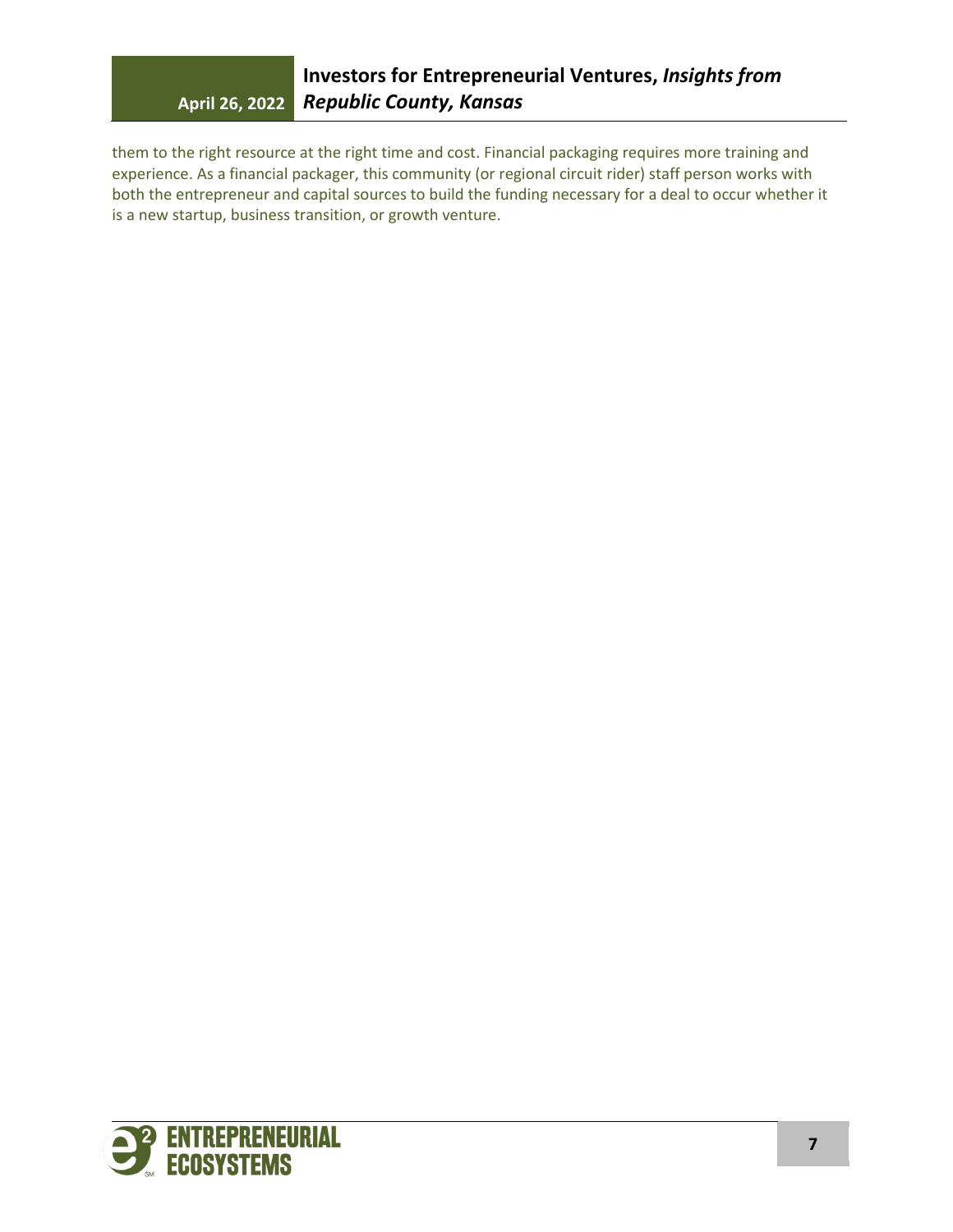them to the right resource at the right time and cost. Financial packaging requires more training and experience. As a financial packager, this community (or regional circuit rider) staff person works with both the entrepreneur and capital sources to build the funding necessary for a deal to occur whether it is a new startup, business transition, or growth venture.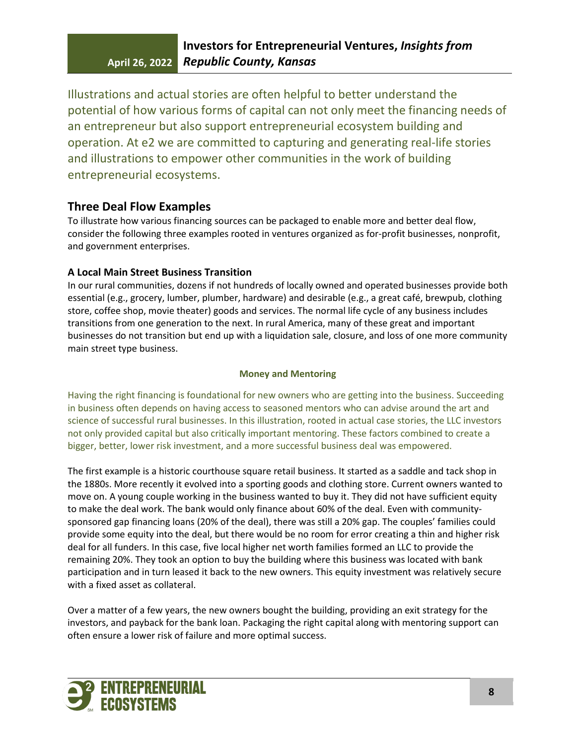Illustrations and actual stories are often helpful to better understand the potential of how various forms of capital can not only meet the financing needs of an entrepreneur but also support entrepreneurial ecosystem building and operation. At e2 we are committed to capturing and generating real-life stories and illustrations to empower other communities in the work of building entrepreneurial ecosystems.

## Three Deal Flow Examples

To illustrate how various financing sources can be packaged to enable more and better deal flow, consider the following three examples rooted in ventures organized as for-profit businesses, nonprofit, and government enterprises.

### A Local Main Street Business Transition

In our rural communities, dozens if not hundreds of locally owned and operated businesses provide both essential (e.g., grocery, lumber, plumber, hardware) and desirable (e.g., a great café, brewpub, clothing store, coffee shop, movie theater) goods and services. The normal life cycle of any business includes transitions from one generation to the next. In rural America, many of these great and important businesses do not transition but end up with a liquidation sale, closure, and loss of one more community main street type business.

**Money and Mentoring**

Having the right financing is foundational for new owners who are getting into the business. Succeeding in business often depends on having access to seasoned mentors who can advise around the art and science of successful rural businesses. In this illustration, rooted in actual case stories, the LLC investors not only provided capital but also critically important mentoring. These factors combined to create a bigger, better, lower risk investment, and a more successful business deal was empowered.

The first example is a historic courthouse square retail business. It started as a saddle and tack shop in the 1880s. More recently it evolved into a sporting goods and clothing store. Current owners wanted to move on. A young couple working in the business wanted to buy it. They did not have sufficient equity to make the deal work. The bank would only finance about 60% of the deal. Even with community-sponsored gap financing loans (20% of the deal), there was still a 20% gap. The couples' families could provide some equity into the deal, but there would be no room for error creating a thin and higher risk deal for all funders. In this case, five local higher net worth families formed an LLC to provide the remaining 20%. They took an option to buy the building where this business was located with bank participation and in turn leased it back to the new owners. This equity investment was relatively secure with a fixed asset as collateral.

Over a matter of a few years, the new owners bought the building, providing an exit strategy for the investors, and payback for the bank loan. Packaging the right capital along with mentoring support can often ensure a lower risk of failure and more optimal success.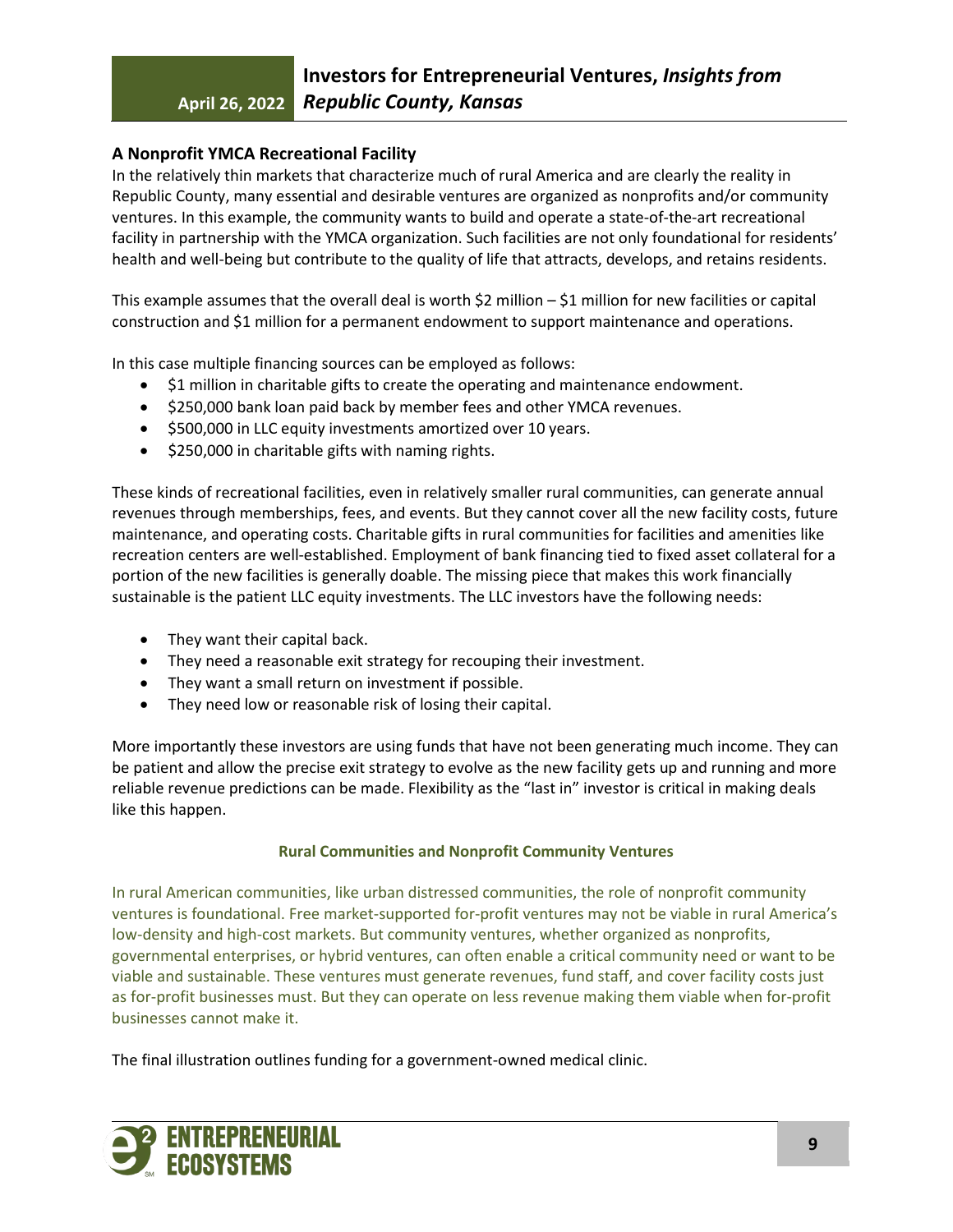## A Nonprofit YMCA Recreational Facility

In the relatively thin markets that characterize much of rural America and are clearly the reality in Republic County, many essential and desirable ventures are organized as nonprofits and/or community ventures. In this example, the community wants to build and operate a state-of-the-art recreational facility in partnership with the YMCA organization. Such facilities are not only foundational for residents' health and well-being but contribute to the quality of life that attracts, develops, and retains residents.

This example assumes that the overall deal is worth $2 million – $1 million for new facilities or capital construction and $1 million for a permanent endowment to support maintenance and operations.

In this case multiple financing sources can be employed as follows:

- $1 million in charitable gifts to create the operating and maintenance endowment.
- $250,000 bank loan paid back by member fees and other YMCA revenues.
- $500,000 in LLC equity investments amortized over 10 years.
- $250,000 in charitable gifts with naming rights.

These kinds of recreational facilities, even in relatively smaller rural communities, can generate annual revenues through memberships, fees, and events. But they cannot cover all the new facility costs, future maintenance, and operating costs. Charitable gifts in rural communities for facilities and amenities like recreation centers are well-established. Employment of bank financing tied to fixed asset collateral for a portion of the new facilities is generally doable. The missing piece that makes this work financially sustainable is the patient LLC equity investments. The LLC investors have the following needs:

- They want their capital back.
- They need a reasonable exit strategy for recouping their investment.
- They want a small return on investment if possible.
- They need low or reasonable risk of losing their capital.

More importantly these investors are using funds that have not been generating much income. They can be patient and allow the precise exit strategy to evolve as the new facility gets up and running and more reliable revenue predictions can be made. Flexibility as the "last in" investor is critical in making deals like this happen.

**Rural Communities and Nonprofit Community Ventures**

In rural American communities, like urban distressed communities, the role of nonprofit community ventures is foundational. Free market-supported for-profit ventures may not be viable in rural America's low-density and high-cost markets. But community ventures, whether organized as nonprofits, governmental enterprises, or hybrid ventures, can often enable a critical community need or want to be viable and sustainable. These ventures must generate revenues, fund staff, and cover facility costs just as for-profit businesses must. But they can operate on less revenue making them viable when for-profit businesses cannot make it.

The final illustration outlines funding for a government-owned medical clinic.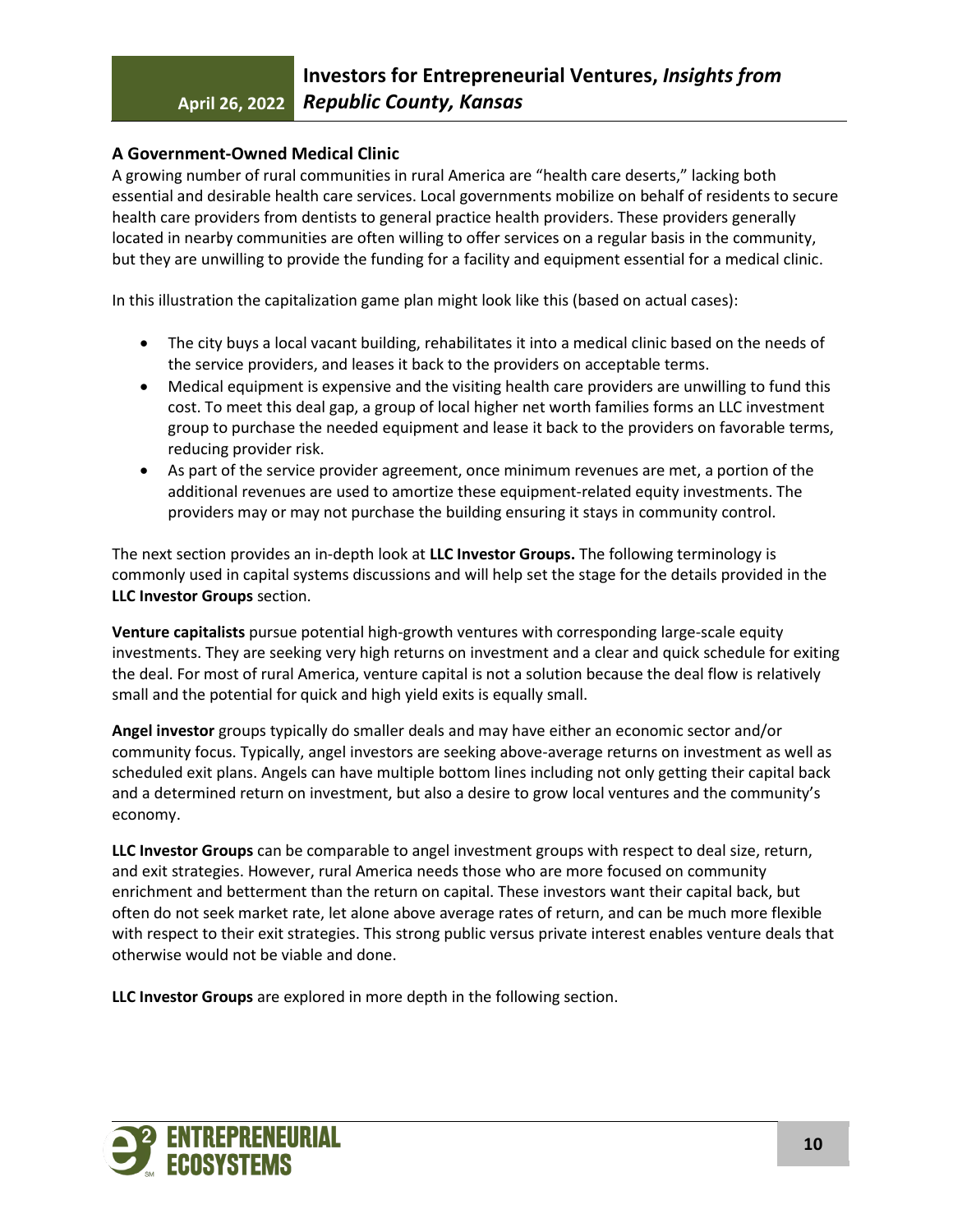### A Government-Owned Medical Clinic

A growing number of rural communities in rural America are "health care deserts," lacking both essential and desirable health care services. Local governments mobilize on behalf of residents to secure health care providers from dentists to general practice health providers. These providers generally located in nearby communities are often willing to offer services on a regular basis in the community, but they are unwilling to provide the funding for a facility and equipment essential for a medical clinic.

In this illustration the capitalization game plan might look like this (based on actual cases):

- The city buys a local vacant building, rehabilitates it into a medical clinic based on the needs of the service providers, and leases it back to the providers on acceptable terms.
- Medical equipment is expensive and the visiting health care providers are unwilling to fund this cost. To meet this deal gap, a group of local higher net worth families forms an LLC investment group to purchase the needed equipment and lease it back to the providers on favorable terms, reducing provider risk.
- As part of the service provider agreement, once minimum revenues are met, a portion of the additional revenues are used to amortize these equipment-related equity investments. The providers may or may not purchase the building ensuring it stays in community control.

The next section provides an in-depth look at **LLC Investor Groups.** The following terminology is commonly used in capital systems discussions and will help set the stage for the details provided in the **LLC Investor Groups** section.

**Venture capitalists** pursue potential high-growth ventures with corresponding large-scale equity investments. They are seeking very high returns on investment and a clear and quick schedule for exiting the deal. For most of rural America, venture capital is not a solution because the deal flow is relatively small and the potential for quick and high yield exits is equally small.

**Angel investor** groups typically do smaller deals and may have either an economic sector and/or community focus. Typically, angel investors are seeking above-average returns on investment as well as scheduled exit plans. Angels can have multiple bottom lines including not only getting their capital back and a determined return on investment, but also a desire to grow local ventures and the community's economy.

**LLC Investor Groups** can be comparable to angel investment groups with respect to deal size, return, and exit strategies. However, rural America needs those who are more focused on community enrichment and betterment than the return on capital. These investors want their capital back, but often do not seek market rate, let alone above average rates of return, and can be much more flexible with respect to their exit strategies. This strong public versus private interest enables venture deals that otherwise would not be viable and done.

**LLC Investor Groups** are explored in more depth in the following section.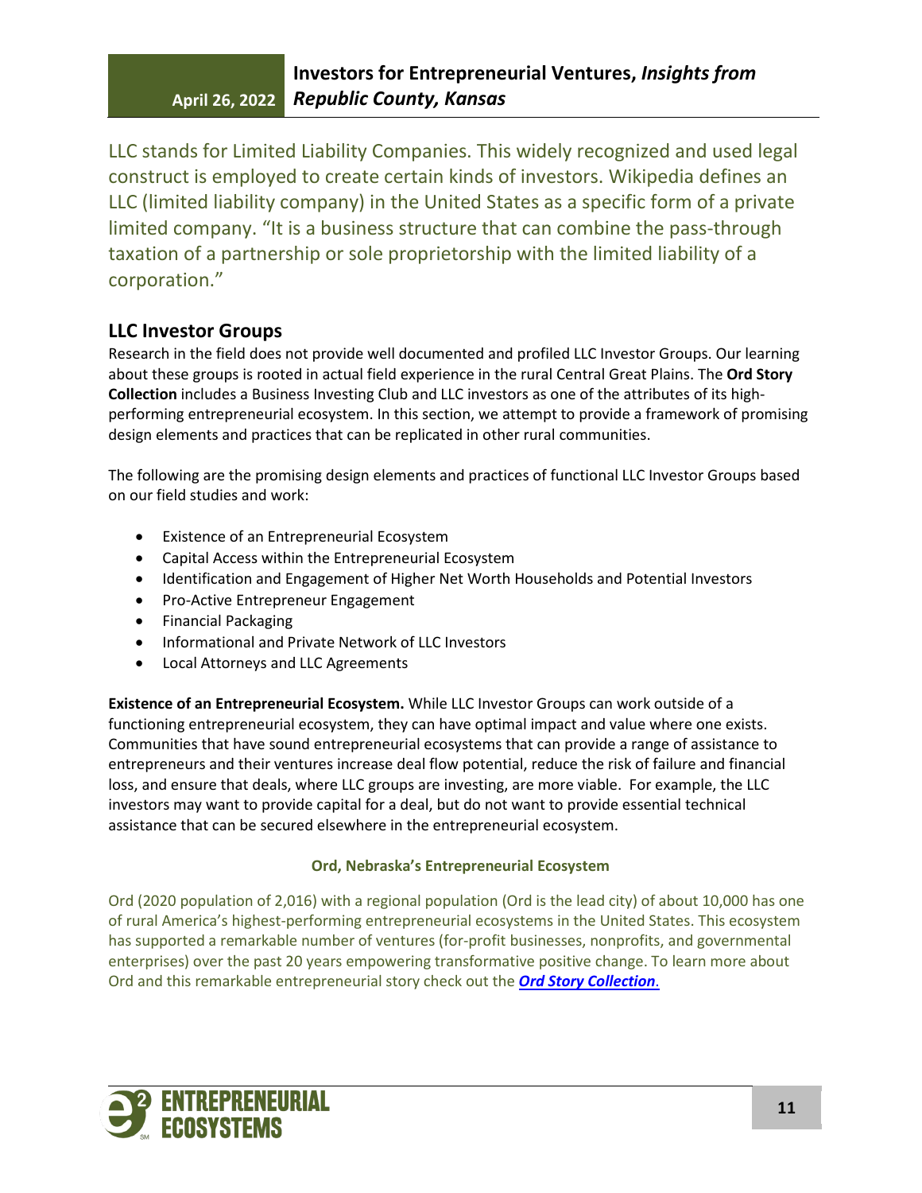LLC stands for Limited Liability Companies. This widely recognized and used legal construct is employed to create certain kinds of investors. Wikipedia defines an LLC (limited liability company) in the United States as a specific form of a private limited company. "It is a business structure that can combine the pass-through taxation of a partnership or sole proprietorship with the limited liability of a corporation."

## LLC Investor Groups

Research in the field does not provide well documented and profiled LLC Investor Groups. Our learning about these groups is rooted in actual field experience in the rural Central Great Plains. The **Ord Story Collection** includes a Business Investing Club and LLC investors as one of the attributes of its high-performing entrepreneurial ecosystem. In this section, we attempt to provide a framework of promising design elements and practices that can be replicated in other rural communities.

The following are the promising design elements and practices of functional LLC Investor Groups based on our field studies and work:

- Existence of an Entrepreneurial Ecosystem
- Capital Access within the Entrepreneurial Ecosystem
- Identification and Engagement of Higher Net Worth Households and Potential Investors
- Pro-Active Entrepreneur Engagement
- Financial Packaging
- Informational and Private Network of LLC Investors
- Local Attorneys and LLC Agreements

**Existence of an Entrepreneurial Ecosystem.** While LLC Investor Groups can work outside of a functioning entrepreneurial ecosystem, they can have optimal impact and value where one exists. Communities that have sound entrepreneurial ecosystems that can provide a range of assistance to entrepreneurs and their ventures increase deal flow potential, reduce the risk of failure and financial loss, and ensure that deals, where LLC groups are investing, are more viable. For example, the LLC investors may want to provide capital for a deal, but do not want to provide essential technical assistance that can be secured elsewhere in the entrepreneurial ecosystem.

**Ord, Nebraska's Entrepreneurial Ecosystem**

Ord (2020 population of 2,016) with a regional population (Ord is the lead city) of about 10,000 has one of rural America's highest-performing entrepreneurial ecosystems in the United States. This ecosystem has supported a remarkable number of ventures (for-profit businesses, nonprofits, and governmental enterprises) over the past 20 years empowering transformative positive change. To learn more about Ord and this remarkable entrepreneurial story check out the ***Ord Story Collection***.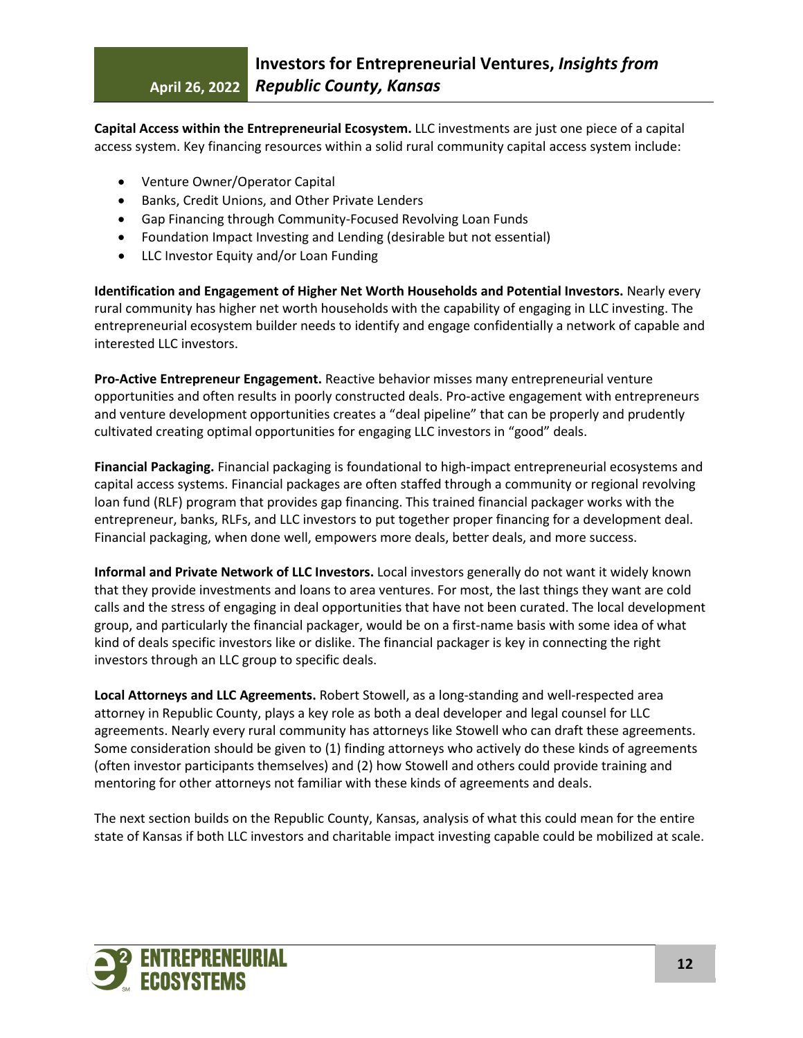**Capital Access within the Entrepreneurial Ecosystem.** LLC investments are just one piece of a capital access system. Key financing resources within a solid rural community capital access system include:

- Venture Owner/Operator Capital
- Banks, Credit Unions, and Other Private Lenders
- Gap Financing through Community-Focused Revolving Loan Funds
- Foundation Impact Investing and Lending (desirable but not essential)
- LLC Investor Equity and/or Loan Funding

**Identification and Engagement of Higher Net Worth Households and Potential Investors.** Nearly every rural community has higher net worth households with the capability of engaging in LLC investing. The entrepreneurial ecosystem builder needs to identify and engage confidentially a network of capable and interested LLC investors.

**Pro-Active Entrepreneur Engagement.** Reactive behavior misses many entrepreneurial venture opportunities and often results in poorly constructed deals. Pro-active engagement with entrepreneurs and venture development opportunities creates a "deal pipeline" that can be properly and prudently cultivated creating optimal opportunities for engaging LLC investors in "good" deals.

**Financial Packaging.** Financial packaging is foundational to high-impact entrepreneurial ecosystems and capital access systems. Financial packages are often staffed through a community or regional revolving loan fund (RLF) program that provides gap financing. This trained financial packager works with the entrepreneur, banks, RLFs, and LLC investors to put together proper financing for a development deal. Financial packaging, when done well, empowers more deals, better deals, and more success.

**Informal and Private Network of LLC Investors.** Local investors generally do not want it widely known that they provide investments and loans to area ventures. For most, the last things they want are cold calls and the stress of engaging in deal opportunities that have not been curated. The local development group, and particularly the financial packager, would be on a first-name basis with some idea of what kind of deals specific investors like or dislike. The financial packager is key in connecting the right investors through an LLC group to specific deals.

**Local Attorneys and LLC Agreements.** Robert Stowell, as a long-standing and well-respected area attorney in Republic County, plays a key role as both a deal developer and legal counsel for LLC agreements. Nearly every rural community has attorneys like Stowell who can draft these agreements. Some consideration should be given to (1) finding attorneys who actively do these kinds of agreements (often investor participants themselves) and (2) how Stowell and others could provide training and mentoring for other attorneys not familiar with these kinds of agreements and deals.

The next section builds on the Republic County, Kansas, analysis of what this could mean for the entire state of Kansas if both LLC investors and charitable impact investing capable could be mobilized at scale.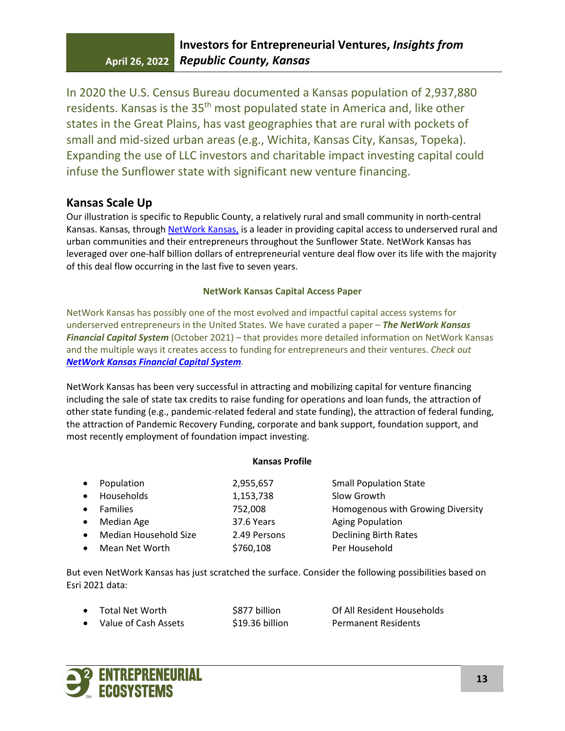In 2020 the U.S. Census Bureau documented a Kansas population of 2,937,880 residents. Kansas is the 35th most populated state in America and, like other states in the Great Plains, has vast geographies that are rural with pockets of small and mid-sized urban areas (e.g., Wichita, Kansas City, Kansas, Topeka). Expanding the use of LLC investors and charitable impact investing capital could infuse the Sunflower state with significant new venture financing.

## Kansas Scale Up

Our illustration is specific to Republic County, a relatively rural and small community in north-central Kansas. Kansas, through NetWork Kansas, is a leader in providing capital access to underserved rural and urban communities and their entrepreneurs throughout the Sunflower State. NetWork Kansas has leveraged over one-half billion dollars of entrepreneurial venture deal flow over its life with the majority of this deal flow occurring in the last five to seven years.

### NetWork Kansas Capital Access Paper

NetWork Kansas has possibly one of the most evolved and impactful capital access systems for underserved entrepreneurs in the United States. We have curated a paper – ***The NetWork Kansas Financial Capital System*** (October 2021) – that provides more detailed information on NetWork Kansas and the multiple ways it creates access to funding for entrepreneurs and their ventures. *Check out **NetWork Kansas Financial Capital System**.*

NetWork Kansas has been very successful in attracting and mobilizing capital for venture financing including the sale of state tax credits to raise funding for operations and loan funds, the attraction of other state funding (e.g., pandemic-related federal and state funding), the attraction of federal funding, the attraction of Pandemic Recovery Funding, corporate and bank support, foundation support, and most recently employment of foundation impact investing.

**Kansas Profile**

- Population — 2,955,657 — Small Population State
- Households — 1,153,738 — Slow Growth
- Families — 752,008 — Homogenous with Growing Diversity
- Median Age — 37.6 Years — Aging Population
- Median Household Size — 2.49 Persons — Declining Birth Rates
- Mean Net Worth — $760,108 — Per Household

But even NetWork Kansas has just scratched the surface. Consider the following possibilities based on Esri 2021 data:

- Total Net Worth — $877 billion — Of All Resident Households
- Value of Cash Assets — $19.36 billion — Permanent Residents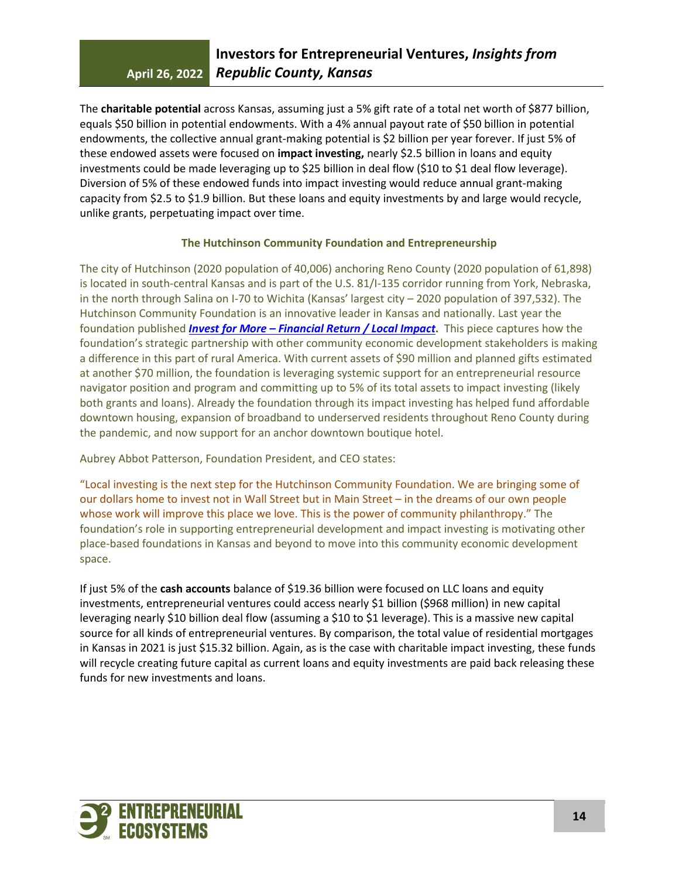The **charitable potential** across Kansas, assuming just a 5% gift rate of a total net worth of $877 billion, equals $50 billion in potential endowments. With a 4% annual payout rate of $50 billion in potential endowments, the collective annual grant-making potential is $2 billion per year forever. If just 5% of these endowed assets were focused on **impact investing,** nearly $2.5 billion in loans and equity investments could be made leveraging up to $25 billion in deal flow ($10 to $1 deal flow leverage). Diversion of 5% of these endowed funds into impact investing would reduce annual grant-making capacity from $2.5 to $1.9 billion. But these loans and equity investments by and large would recycle, unlike grants, perpetuating impact over time.

### The Hutchinson Community Foundation and Entrepreneurship

The city of Hutchinson (2020 population of 40,006) anchoring Reno County (2020 population of 61,898) is located in south-central Kansas and is part of the U.S. 81/I-135 corridor running from York, Nebraska, in the north through Salina on I-70 to Wichita (Kansas' largest city – 2020 population of 397,532). The Hutchinson Community Foundation is an innovative leader in Kansas and nationally. Last year the foundation published ***Invest for More – Financial Return / Local Impact*****.** This piece captures how the foundation's strategic partnership with other community economic development stakeholders is making a difference in this part of rural America. With current assets of $90 million and planned gifts estimated at another $70 million, the foundation is leveraging systemic support for an entrepreneurial resource navigator position and program and committing up to 5% of its total assets to impact investing (likely both grants and loans). Already the foundation through its impact investing has helped fund affordable downtown housing, expansion of broadband to underserved residents throughout Reno County during the pandemic, and now support for an anchor downtown boutique hotel.

Aubrey Abbot Patterson, Foundation President, and CEO states:

"Local investing is the next step for the Hutchinson Community Foundation. We are bringing some of our dollars home to invest not in Wall Street but in Main Street – in the dreams of our own people whose work will improve this place we love. This is the power of community philanthropy." The foundation's role in supporting entrepreneurial development and impact investing is motivating other place-based foundations in Kansas and beyond to move into this community economic development space.

If just 5% of the **cash accounts** balance of $19.36 billion were focused on LLC loans and equity investments, entrepreneurial ventures could access nearly $1 billion ($968 million) in new capital leveraging nearly $10 billion deal flow (assuming a $10 to $1 leverage). This is a massive new capital source for all kinds of entrepreneurial ventures. By comparison, the total value of residential mortgages in Kansas in 2021 is just $15.32 billion. Again, as is the case with charitable impact investing, these funds will recycle creating future capital as current loans and equity investments are paid back releasing these funds for new investments and loans.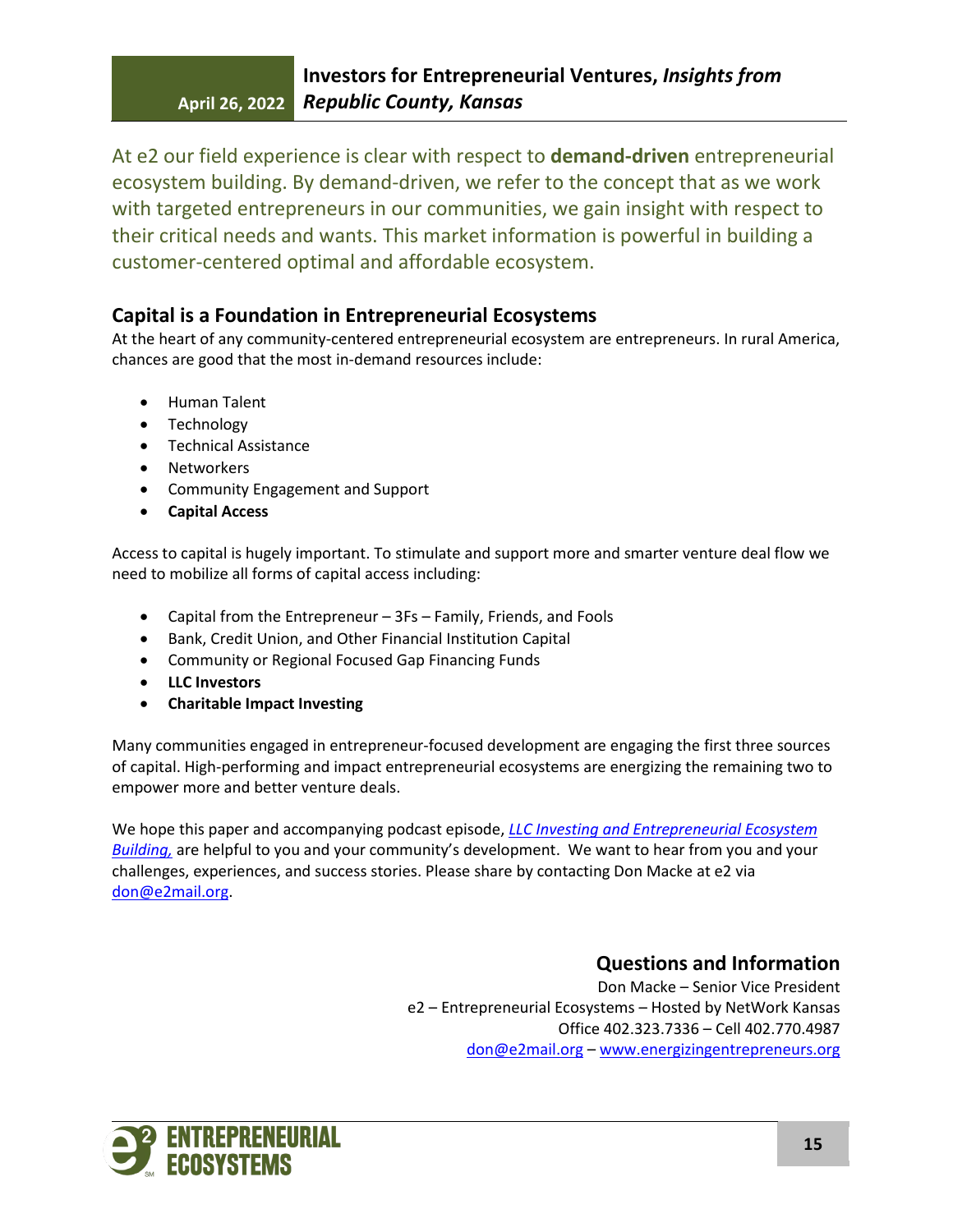At e2 our field experience is clear with respect to **demand-driven** entrepreneurial ecosystem building. By demand-driven, we refer to the concept that as we work with targeted entrepreneurs in our communities, we gain insight with respect to their critical needs and wants. This market information is powerful in building a customer-centered optimal and affordable ecosystem.

## Capital is a Foundation in Entrepreneurial Ecosystems

At the heart of any community-centered entrepreneurial ecosystem are entrepreneurs. In rural America, chances are good that the most in-demand resources include:

- Human Talent
- Technology
- Technical Assistance
- Networkers
- Community Engagement and Support
- **Capital Access**

Access to capital is hugely important. To stimulate and support more and smarter venture deal flow we need to mobilize all forms of capital access including:

- Capital from the Entrepreneur – 3Fs – Family, Friends, and Fools
- Bank, Credit Union, and Other Financial Institution Capital
- Community or Regional Focused Gap Financing Funds
- **LLC Investors**
- **Charitable Impact Investing**

Many communities engaged in entrepreneur-focused development are engaging the first three sources of capital. High-performing and impact entrepreneurial ecosystems are energizing the remaining two to empower more and better venture deals.

We hope this paper and accompanying podcast episode, *LLC Investing and Entrepreneurial Ecosystem Building,* are helpful to you and your community's development. We want to hear from you and your challenges, experiences, and success stories. Please share by contacting Don Macke at e2 via don@e2mail.org.

## Questions and Information

Don Macke – Senior Vice President
e2 – Entrepreneurial Ecosystems – Hosted by NetWork Kansas
Office 402.323.7336 – Cell 402.770.4987
don@e2mail.org – www.energizingentrepreneurs.org